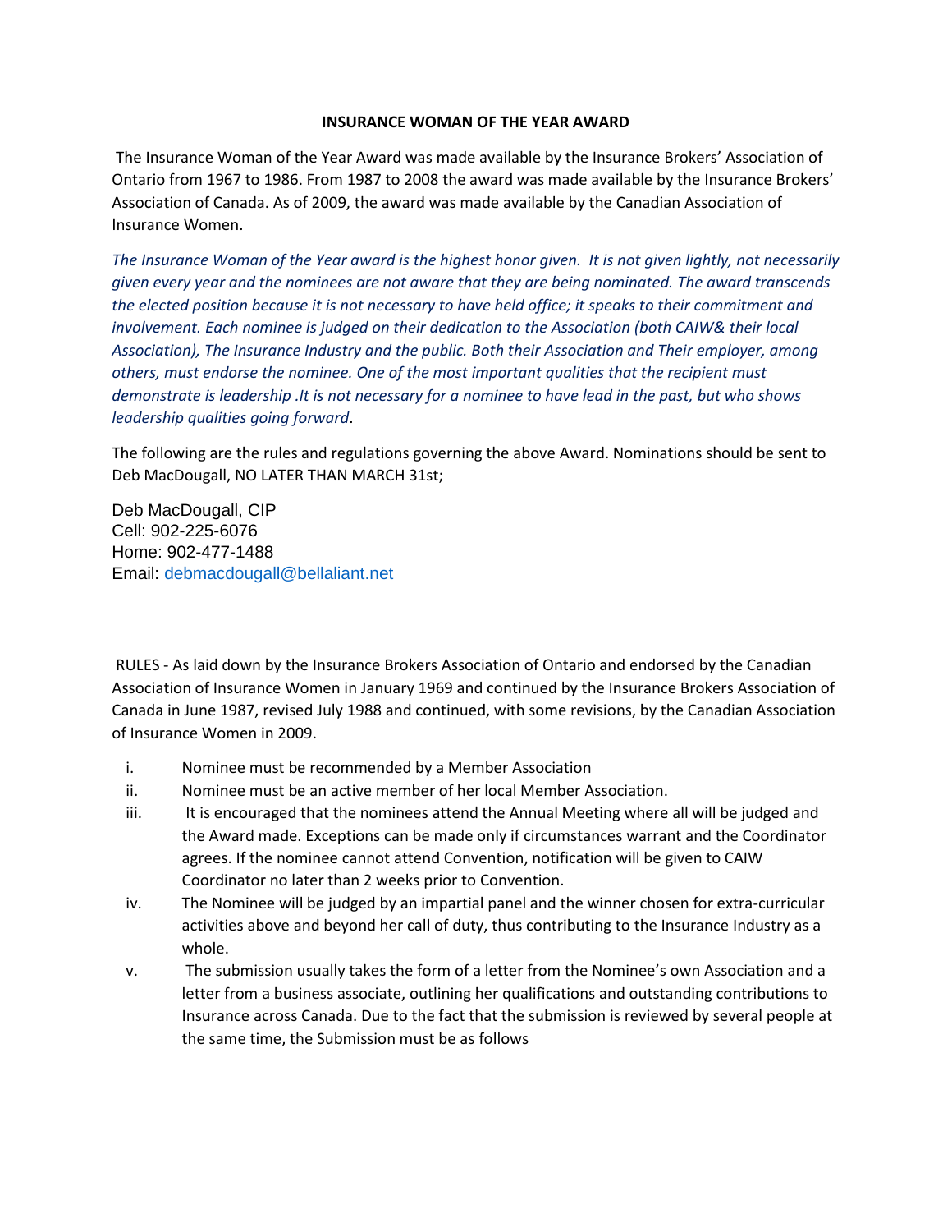**INSURANCE WOMAN OF THE YEAR AWARD**

The Insurance Woman of the Year Award was made available by the Insurance Brokers' Association of Ontario from 1967 to 1986. From 1987 to 2008 the award was made available by the Insurance Brokers' Association of Canada. As of 2009, the award was made available by the Canadian Association of Insurance Women.

*The Insurance Woman of the Year award is the highest honor given. It is not given lightly, not necessarily given every year and the nominees are not aware that they are being nominated. The award transcends the elected position because it is not necessary to have held office; it speaks to their commitment and involvement. Each nominee is judged on their dedication to the Association (both CAIW& their local Association), The Insurance Industry and the public. Both their Association and Their employer, among others, must endorse the nominee. One of the most important qualities that the recipient must demonstrate is leadership .It is not necessary for a nominee to have lead in the past, but who shows leadership qualities going forward*.

The following are the rules and regulations governing the above Award. Nominations should be sent to Deb MacDougall, NO LATER THAN MARCH 31st;

Deb MacDougall, CIP
Cell: 902-225-6076
Home: 902-477-1488
Email: debmacdougall@bellaliant.net

RULES - As laid down by the Insurance Brokers Association of Ontario and endorsed by the Canadian Association of Insurance Women in January 1969 and continued by the Insurance Brokers Association of Canada in June 1987, revised July 1988 and continued, with some revisions, by the Canadian Association of Insurance Women in 2009.

i. Nominee must be recommended by a Member Association
ii. Nominee must be an active member of her local Member Association.
iii. It is encouraged that the nominees attend the Annual Meeting where all will be judged and the Award made. Exceptions can be made only if circumstances warrant and the Coordinator agrees. If the nominee cannot attend Convention, notification will be given to CAIW Coordinator no later than 2 weeks prior to Convention.
iv. The Nominee will be judged by an impartial panel and the winner chosen for extra-curricular activities above and beyond her call of duty, thus contributing to the Insurance Industry as a whole.
v. The submission usually takes the form of a letter from the Nominee's own Association and a letter from a business associate, outlining her qualifications and outstanding contributions to Insurance across Canada. Due to the fact that the submission is reviewed by several people at the same time, the Submission must be as follows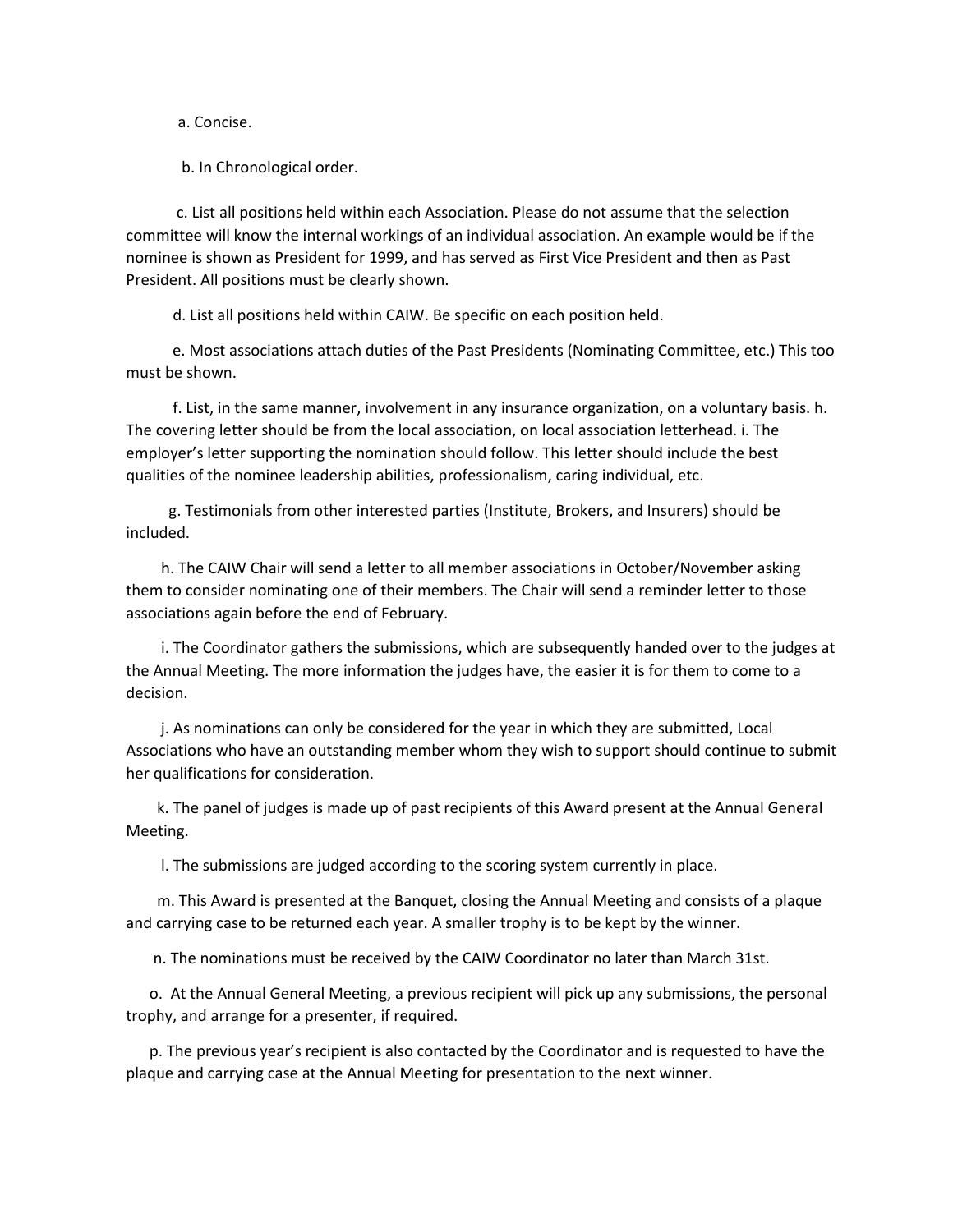a. Concise.

b. In Chronological order.

c. List all positions held within each Association. Please do not assume that the selection committee will know the internal workings of an individual association. An example would be if the nominee is shown as President for 1999, and has served as First Vice President and then as Past President. All positions must be clearly shown.

d. List all positions held within CAIW. Be specific on each position held.

e. Most associations attach duties of the Past Presidents (Nominating Committee, etc.) This too must be shown.

f. List, in the same manner, involvement in any insurance organization, on a voluntary basis. h. The covering letter should be from the local association, on local association letterhead. i. The employer's letter supporting the nomination should follow. This letter should include the best qualities of the nominee leadership abilities, professionalism, caring individual, etc.

g. Testimonials from other interested parties (Institute, Brokers, and Insurers) should be included.

h. The CAIW Chair will send a letter to all member associations in October/November asking them to consider nominating one of their members. The Chair will send a reminder letter to those associations again before the end of February.

i. The Coordinator gathers the submissions, which are subsequently handed over to the judges at the Annual Meeting. The more information the judges have, the easier it is for them to come to a decision.

j. As nominations can only be considered for the year in which they are submitted, Local Associations who have an outstanding member whom they wish to support should continue to submit her qualifications for consideration.

k. The panel of judges is made up of past recipients of this Award present at the Annual General Meeting.

l. The submissions are judged according to the scoring system currently in place.

m. This Award is presented at the Banquet, closing the Annual Meeting and consists of a plaque and carrying case to be returned each year. A smaller trophy is to be kept by the winner.

n. The nominations must be received by the CAIW Coordinator no later than March 31st.

o. At the Annual General Meeting, a previous recipient will pick up any submissions, the personal trophy, and arrange for a presenter, if required.

p. The previous year's recipient is also contacted by the Coordinator and is requested to have the plaque and carrying case at the Annual Meeting for presentation to the next winner.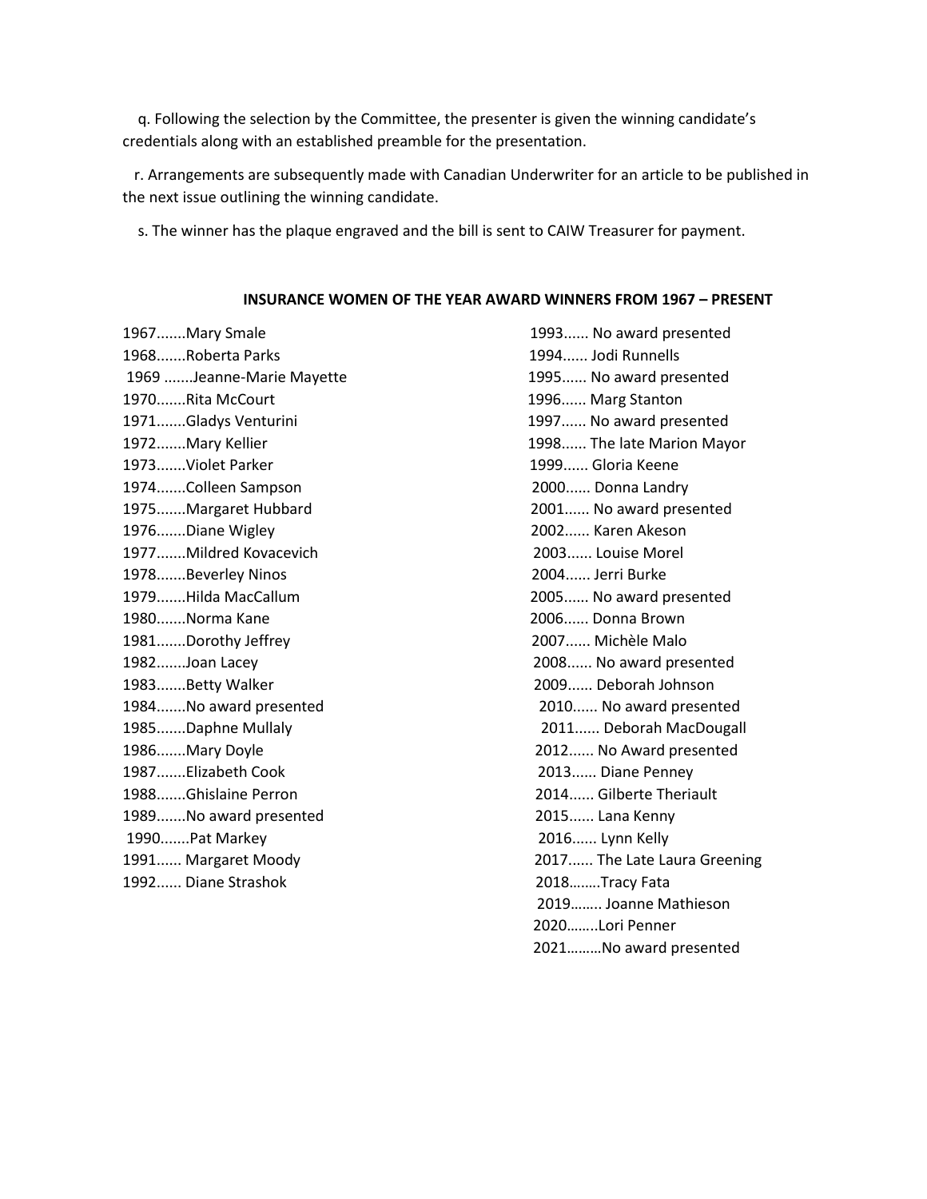q. Following the selection by the Committee, the presenter is given the winning candidate's credentials along with an established preamble for the presentation.

r. Arrangements are subsequently made with Canadian Underwriter for an article to be published in the next issue outlining the winning candidate.

s. The winner has the plaque engraved and the bill is sent to CAIW Treasurer for payment.

**INSURANCE WOMEN OF THE YEAR AWARD WINNERS FROM 1967 – PRESENT**

1967.......Mary Smale
1968.......Roberta Parks
1969 .......Jeanne-Marie Mayette
1970.......Rita McCourt
1971.......Gladys Venturini
1972.......Mary Kellier
1973.......Violet Parker
1974.......Colleen Sampson
1975.......Margaret Hubbard
1976.......Diane Wigley
1977.......Mildred Kovacevich
1978.......Beverley Ninos
1979.......Hilda MacCallum
1980.......Norma Kane
1981.......Dorothy Jeffrey
1982.......Joan Lacey
1983.......Betty Walker
1984.......No award presented
1985.......Daphne Mullaly
1986.......Mary Doyle
1987.......Elizabeth Cook
1988.......Ghislaine Perron
1989.......No award presented
1990.......Pat Markey
1991...... Margaret Moody
1992...... Diane Strashok
1993...... No award presented
1994...... Jodi Runnells
1995...... No award presented
1996...... Marg Stanton
1997...... No award presented
1998...... The late Marion Mayor
1999...... Gloria Keene
2000...... Donna Landry
2001...... No award presented
2002...... Karen Akeson
2003...... Louise Morel
2004...... Jerri Burke
2005...... No award presented
2006...... Donna Brown
2007...... Michèle Malo
2008...... No award presented
2009...... Deborah Johnson
2010...... No award presented
2011...... Deborah MacDougall
2012...... No Award presented
2013...... Diane Penney
2014...... Gilberte Theriault
2015...... Lana Kenny
2016...... Lynn Kelly
2017...... The Late Laura Greening
2018……..Tracy Fata
2019…….. Joanne Mathieson
2020……..Lori Penner
2021………No award presented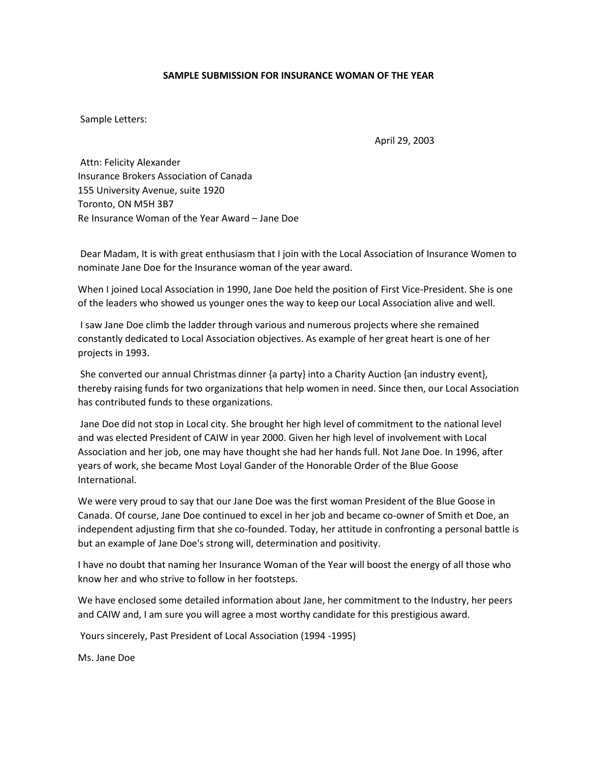**SAMPLE SUBMISSION FOR INSURANCE WOMAN OF THE YEAR**

Sample Letters:

April 29, 2003

Attn: Felicity Alexander
Insurance Brokers Association of Canada
155 University Avenue, suite 1920
Toronto, ON M5H 3B7
Re Insurance Woman of the Year Award – Jane Doe

Dear Madam, It is with great enthusiasm that I join with the Local Association of Insurance Women to nominate Jane Doe for the Insurance woman of the year award.

When I joined Local Association in 1990, Jane Doe held the position of First Vice-President. She is one of the leaders who showed us younger ones the way to keep our Local Association alive and well.

I saw Jane Doe climb the ladder through various and numerous projects where she remained constantly dedicated to Local Association objectives. As example of her great heart is one of her projects in 1993.

She converted our annual Christmas dinner {a party} into a Charity Auction {an industry event}, thereby raising funds for two organizations that help women in need. Since then, our Local Association has contributed funds to these organizations.

Jane Doe did not stop in Local city. She brought her high level of commitment to the national level and was elected President of CAIW in year 2000. Given her high level of involvement with Local Association and her job, one may have thought she had her hands full. Not Jane Doe. In 1996, after years of work, she became Most Loyal Gander of the Honorable Order of the Blue Goose International.

We were very proud to say that our Jane Doe was the first woman President of the Blue Goose in Canada. Of course, Jane Doe continued to excel in her job and became co-owner of Smith et Doe, an independent adjusting firm that she co-founded. Today, her attitude in confronting a personal battle is but an example of Jane Doe's strong will, determination and positivity.

I have no doubt that naming her Insurance Woman of the Year will boost the energy of all those who know her and who strive to follow in her footsteps.

We have enclosed some detailed information about Jane, her commitment to the Industry, her peers and CAIW and, I am sure you will agree a most worthy candidate for this prestigious award.

Yours sincerely, Past President of Local Association (1994 -1995)

Ms. Jane Doe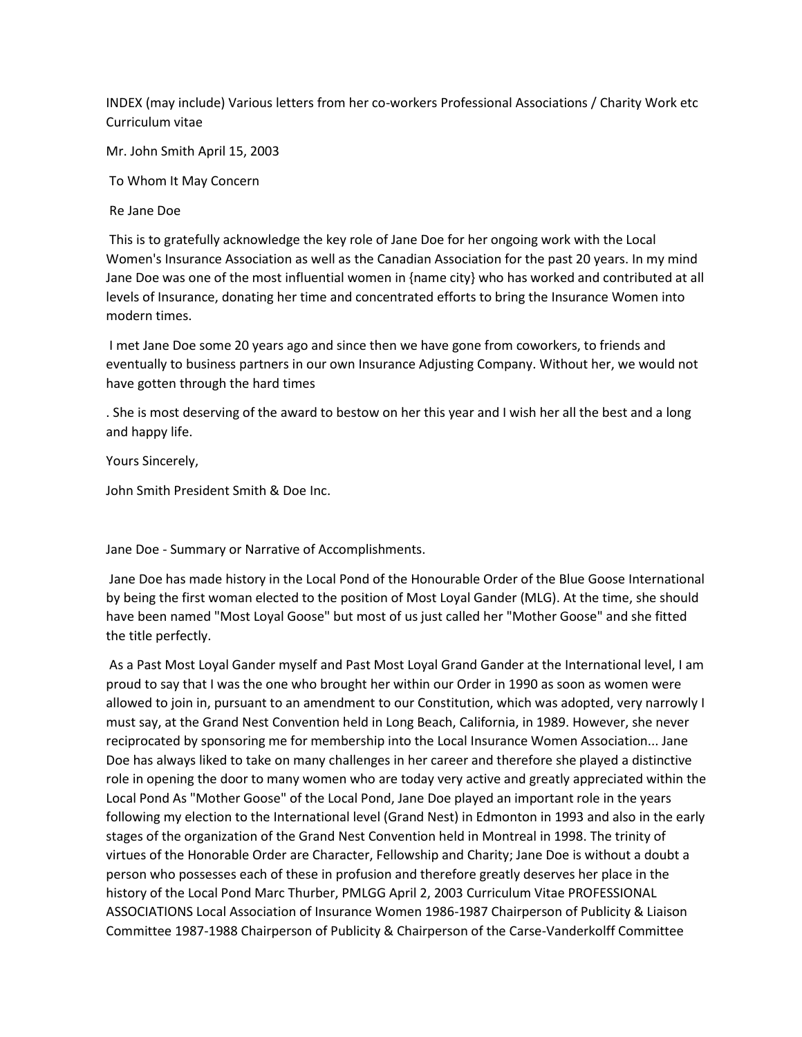INDEX (may include) Various letters from her co-workers Professional Associations / Charity Work etc Curriculum vitae

Mr. John Smith April 15, 2003

To Whom It May Concern

Re Jane Doe

This is to gratefully acknowledge the key role of Jane Doe for her ongoing work with the Local Women's Insurance Association as well as the Canadian Association for the past 20 years. In my mind Jane Doe was one of the most influential women in {name city} who has worked and contributed at all levels of Insurance, donating her time and concentrated efforts to bring the Insurance Women into modern times.

I met Jane Doe some 20 years ago and since then we have gone from coworkers, to friends and eventually to business partners in our own Insurance Adjusting Company. Without her, we would not have gotten through the hard times

. She is most deserving of the award to bestow on her this year and I wish her all the best and a long and happy life.

Yours Sincerely,

John Smith President Smith & Doe Inc.

Jane Doe - Summary or Narrative of Accomplishments.

Jane Doe has made history in the Local Pond of the Honourable Order of the Blue Goose International by being the first woman elected to the position of Most Loyal Gander (MLG). At the time, she should have been named "Most Loyal Goose" but most of us just called her "Mother Goose" and she fitted the title perfectly.

As a Past Most Loyal Gander myself and Past Most Loyal Grand Gander at the International level, I am proud to say that I was the one who brought her within our Order in 1990 as soon as women were allowed to join in, pursuant to an amendment to our Constitution, which was adopted, very narrowly I must say, at the Grand Nest Convention held in Long Beach, California, in 1989. However, she never reciprocated by sponsoring me for membership into the Local Insurance Women Association... Jane Doe has always liked to take on many challenges in her career and therefore she played a distinctive role in opening the door to many women who are today very active and greatly appreciated within the Local Pond As "Mother Goose" of the Local Pond, Jane Doe played an important role in the years following my election to the International level (Grand Nest) in Edmonton in 1993 and also in the early stages of the organization of the Grand Nest Convention held in Montreal in 1998. The trinity of virtues of the Honorable Order are Character, Fellowship and Charity; Jane Doe is without a doubt a person who possesses each of these in profusion and therefore greatly deserves her place in the history of the Local Pond Marc Thurber, PMLGG April 2, 2003 Curriculum Vitae PROFESSIONAL ASSOCIATIONS Local Association of Insurance Women 1986-1987 Chairperson of Publicity & Liaison Committee 1987-1988 Chairperson of Publicity & Chairperson of the Carse-Vanderkolff Committee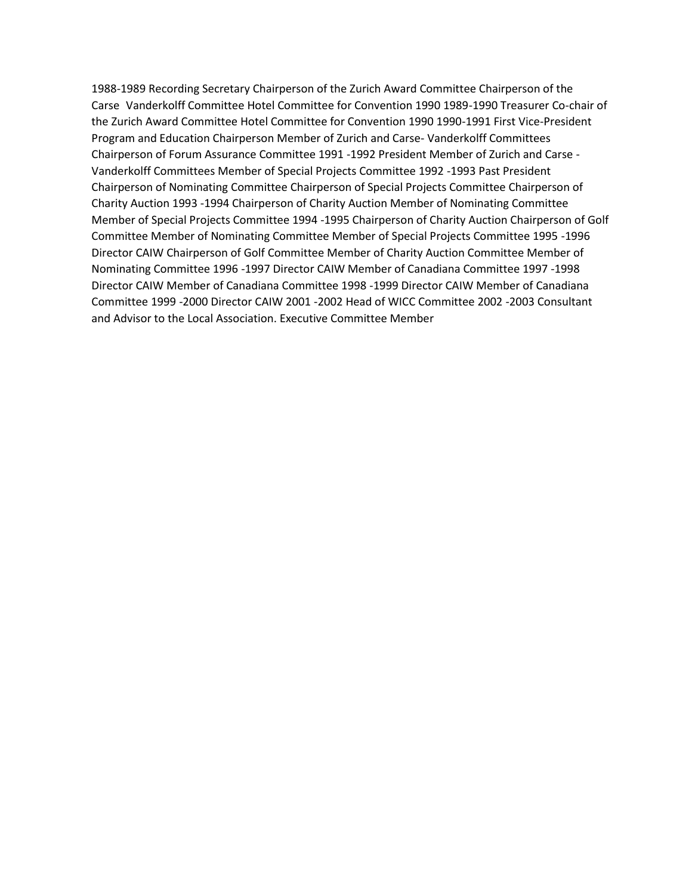1988-1989 Recording Secretary Chairperson of the Zurich Award Committee Chairperson of the Carse Vanderkolff Committee Hotel Committee for Convention 1990 1989-1990 Treasurer Co-chair of the Zurich Award Committee Hotel Committee for Convention 1990 1990-1991 First Vice-President Program and Education Chairperson Member of Zurich and Carse- Vanderkolff Committees Chairperson of Forum Assurance Committee 1991 -1992 President Member of Zurich and Carse - Vanderkolff Committees Member of Special Projects Committee 1992 -1993 Past President Chairperson of Nominating Committee Chairperson of Special Projects Committee Chairperson of Charity Auction 1993 -1994 Chairperson of Charity Auction Member of Nominating Committee Member of Special Projects Committee 1994 -1995 Chairperson of Charity Auction Chairperson of Golf Committee Member of Nominating Committee Member of Special Projects Committee 1995 -1996 Director CAIW Chairperson of Golf Committee Member of Charity Auction Committee Member of Nominating Committee 1996 -1997 Director CAIW Member of Canadiana Committee 1997 -1998 Director CAIW Member of Canadiana Committee 1998 -1999 Director CAIW Member of Canadiana Committee 1999 -2000 Director CAIW 2001 -2002 Head of WICC Committee 2002 -2003 Consultant and Advisor to the Local Association. Executive Committee Member